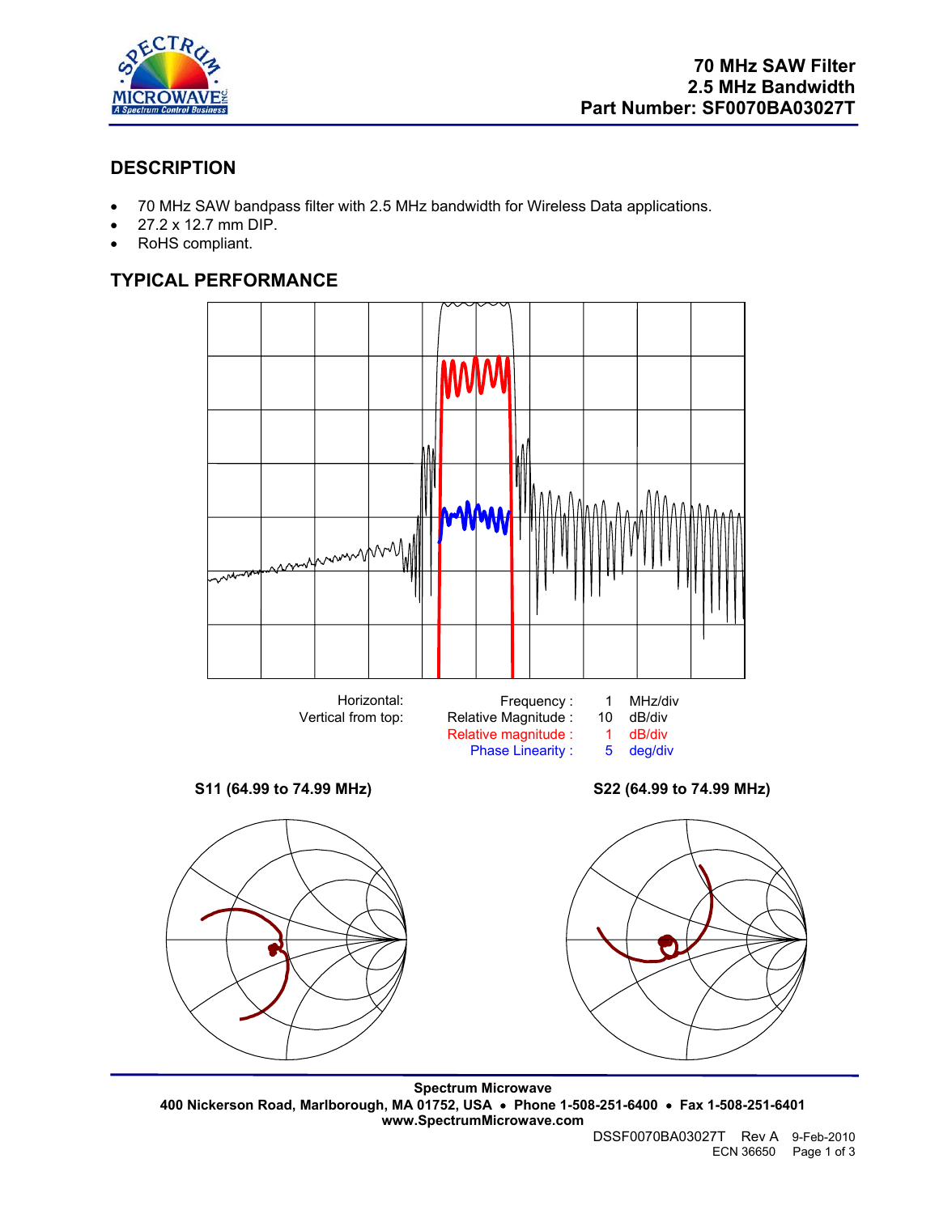# 70 MHz SAW Filter
# 2.5 MHz Bandwidth
# Part Number: SF0070BA03027T

## DESCRIPTION

- 70 MHz SAW bandpass filter with 2.5 MHz bandwidth for Wireless Data applications.
- 27.2 x 12.7 mm DIP.
- RoHS compliant.

## TYPICAL PERFORMANCE

| | | | |
|---|---|---|---|
| Horizontal: | Frequency : | 1 | MHz/div |
| Vertical from top: | Relative Magnitude : | 10 | dB/div |
| | Relative magnitude : | 1 | dB/div |
| | Phase Linearity : | 5 | deg/div |

**S11 (64.99 to 74.99 MHz)**

**S22 (64.99 to 74.99 MHz)**

**Spectrum Microwave**
**400 Nickerson Road, Marlborough, MA 01752, USA • Phone 1-508-251-6400 • Fax 1-508-251-6401**
**www.SpectrumMicrowave.com**

DSSF0070BA03027T Rev A 9-Feb-2010
ECN 36650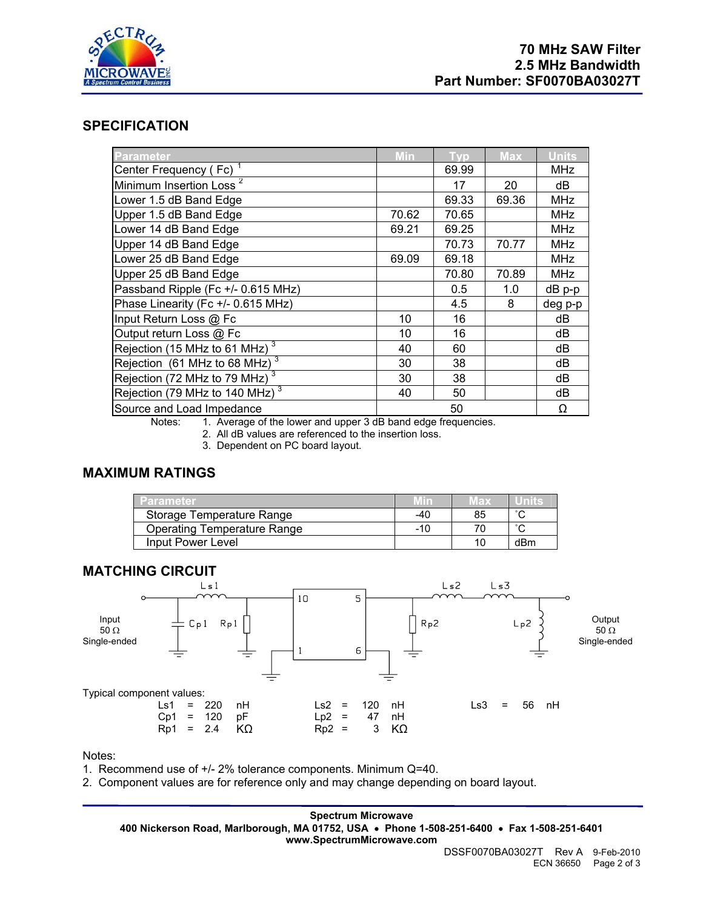70 MHz SAW Filter
2.5 MHz Bandwidth
Part Number: SF0070BA03027T

## SPECIFICATION

| Parameter | Min | Typ | Max | Units |
|---|---|---|---|---|
| Center Frequency ( Fc) [1] | | 69.99 | | MHz |
| Minimum Insertion Loss [2] | | 17 | 20 | dB |
| Lower 1.5 dB Band Edge | | 69.33 | 69.36 | MHz |
| Upper 1.5 dB Band Edge | 70.62 | 70.65 | | MHz |
| Lower 14 dB Band Edge | 69.21 | 69.25 | | MHz |
| Upper 14 dB Band Edge | | 70.73 | 70.77 | MHz |
| Lower 25 dB Band Edge | 69.09 | 69.18 | | MHz |
| Upper 25 dB Band Edge | | 70.80 | 70.89 | MHz |
| Passband Ripple (Fc +/- 0.615 MHz) | | 0.5 | 1.0 | dB p-p |
| Phase Linearity (Fc +/- 0.615 MHz) | | 4.5 | 8 | deg p-p |
| Input Return Loss @ Fc | 10 | 16 | | dB |
| Output return Loss @ Fc | 10 | 16 | | dB |
| Rejection (15 MHz to 61 MHz) [3] | 40 | 60 | | dB |
| Rejection (61 MHz to 68 MHz) [3] | 30 | 38 | | dB |
| Rejection (72 MHz to 79 MHz) [3] | 30 | 38 | | dB |
| Rejection (79 MHz to 140 MHz) [3] | 40 | 50 | | dB |
| Source and Load Impedance | | 50 | | Ω |

Notes:
1. Average of the lower and upper 3 dB band edge frequencies.
2. All dB values are referenced to the insertion loss.
3. Dependent on PC board layout.

## MAXIMUM RATINGS

| Parameter | Min | Max | Units |
|---|---|---|---|
| Storage Temperature Range | -40 | 85 | ˚C |
| Operating Temperature Range | -10 | 70 | ˚C |
| Input Power Level | | 10 | dBm |

## MATCHING CIRCUIT

Input 50 Ω Single-ended — Output 50 Ω Single-ended

Typical component values:

| | | |
|---|---|---|
| Ls1 = 220 nH | Ls2 = 120 nH | Ls3 = 56 nH |
| Cp1 = 120 pF | Lp2 = 47 nH | |
| Rp1 = 2.4 KΩ | Rp2 = 3 KΩ | |

Notes:
1. Recommend use of +/- 2% tolerance components. Minimum Q=40.
2. Component values are for reference only and may change depending on board layout.

**Spectrum Microwave**
**400 Nickerson Road, Marlborough, MA 01752, USA • Phone 1-508-251-6400 • Fax 1-508-251-6401**
**www.SpectrumMicrowave.com**

DSSF0070BA03027T Rev A 9-Feb-2010
ECN 36650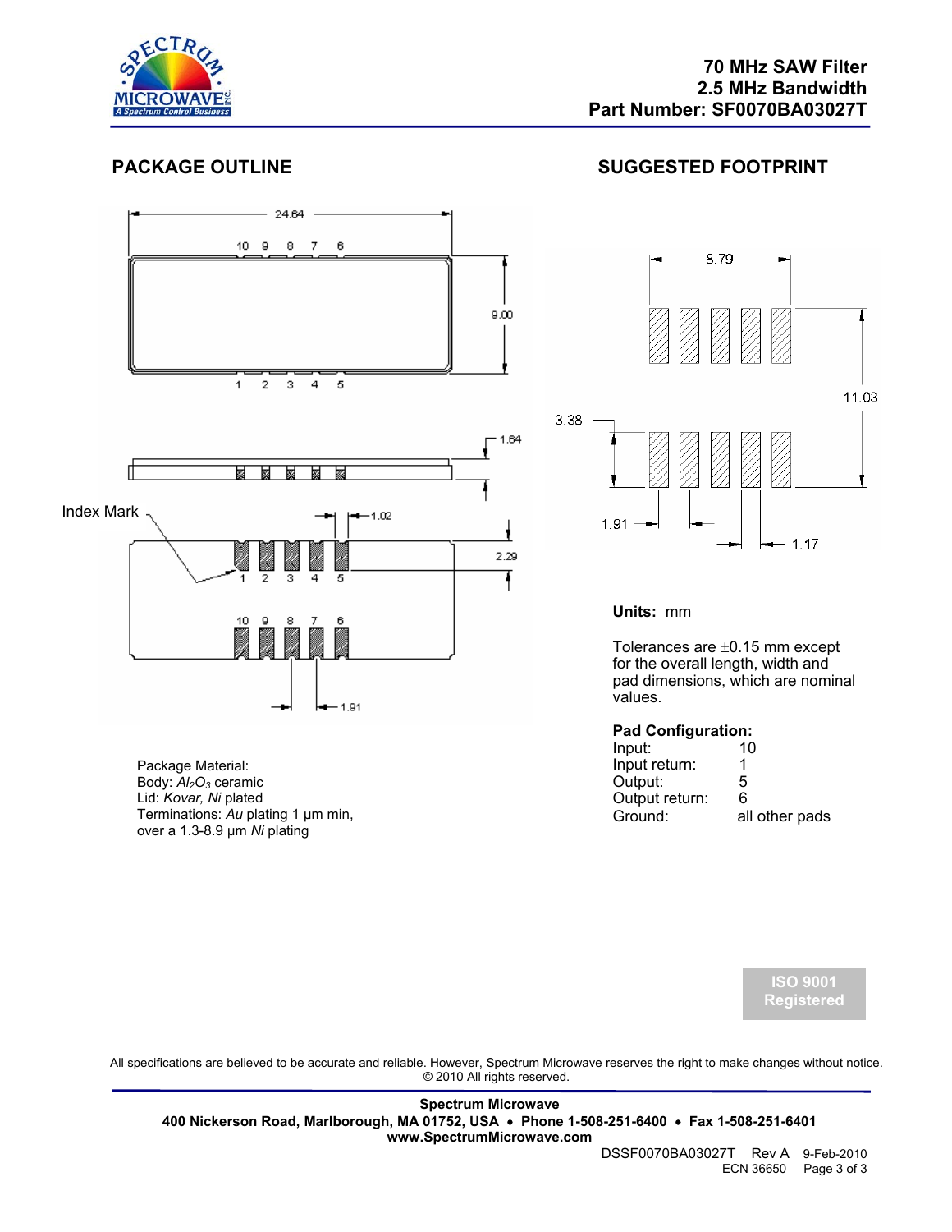70 MHz SAW Filter
2.5 MHz Bandwidth
Part Number: SF0070BA03027T

## PACKAGE OUTLINE

24.64

10 9 8 7 6

9.00

1 2 3 4 5

1.64

Index Mark

1.02

2.29

1 2 3 4 5

10 9 8 7 6

1.91

Package Material:
Body: $Al_2O_3$ ceramic
Lid: *Kovar, Ni* plated
Terminations: *Au* plating 1 µm min,
over a 1.3-8.9 µm *Ni* plating

## SUGGESTED FOOTPRINT

8.79

11.03

3.38

1.91

1.17

**Units:** mm

Tolerances are ±0.15 mm except for the overall length, width and pad dimensions, which are nominal values.

**Pad Configuration:**

| | |
|---|---|
| Input: | 10 |
| Input return: | 1 |
| Output: | 5 |
| Output return: | 6 |
| Ground: | all other pads |

ISO 9001
Registered

All specifications are believed to be accurate and reliable. However, Spectrum Microwave reserves the right to make changes without notice.
© 2010 All rights reserved.

**Spectrum Microwave**
**400 Nickerson Road, Marlborough, MA 01752, USA • Phone 1-508-251-6400 • Fax 1-508-251-6401**
**www.SpectrumMicrowave.com**

DSSF0070BA03027T Rev A 9-Feb-2010
ECN 36650